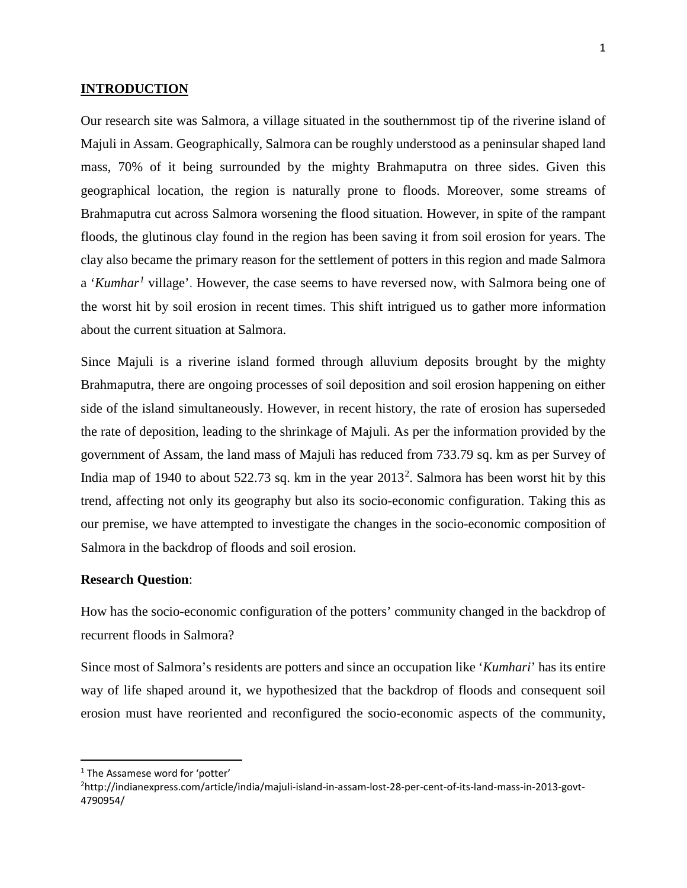## INTRODUCTION

Our research site was Salmora, a village situated in the southernmost tip of the riverine island of Majuli in Assam. Geographically, Salmora can be roughly understood as a peninsular shaped land mass, 70% of it being surrounded by the mighty Brahmaputra on three sides. Given this geographical location, the region is naturally prone to floods. Moreover, some streams of Brahmaputra cut across Salmora worsening the flood situation. However, in spite of the rampant floods, the glutinous clay found in the region has been saving it from soil erosion for years. The clay also became the primary reason for the settlement of potters in this region and made Salmora a '*Kumhar*[1] village'. However, the case seems to have reversed now, with Salmora being one of the worst hit by soil erosion in recent times. This shift intrigued us to gather more information about the current situation at Salmora.

Since Majuli is a riverine island formed through alluvium deposits brought by the mighty Brahmaputra, there are ongoing processes of soil deposition and soil erosion happening on either side of the island simultaneously. However, in recent history, the rate of erosion has superseded the rate of deposition, leading to the shrinkage of Majuli. As per the information provided by the government of Assam, the land mass of Majuli has reduced from 733.79 sq. km as per Survey of India map of 1940 to about 522.73 sq. km in the year 2013[2]. Salmora has been worst hit by this trend, affecting not only its geography but also its socio-economic configuration. Taking this as our premise, we have attempted to investigate the changes in the socio-economic composition of Salmora in the backdrop of floods and soil erosion.

**Research Question**:

How has the socio-economic configuration of the potters' community changed in the backdrop of recurrent floods in Salmora?

Since most of Salmora's residents are potters and since an occupation like '*Kumhari*' has its entire way of life shaped around it, we hypothesized that the backdrop of floods and consequent soil erosion must have reoriented and reconfigured the socio-economic aspects of the community,

---

[1] The Assamese word for 'potter'

[2] http://indianexpress.com/article/india/majuli-island-in-assam-lost-28-per-cent-of-its-land-mass-in-2013-govt-4790954/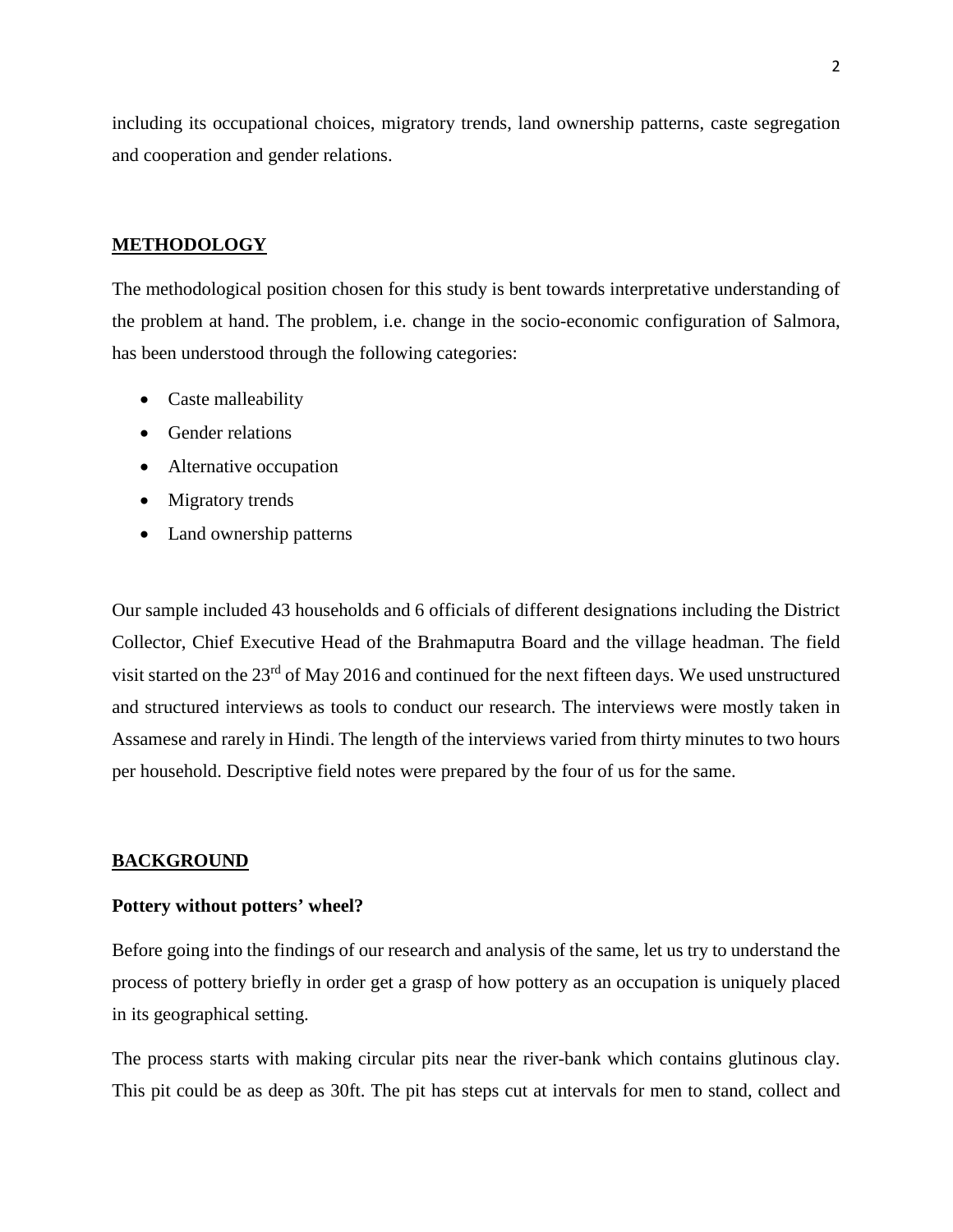including its occupational choices, migratory trends, land ownership patterns, caste segregation and cooperation and gender relations.

## METHODOLOGY

The methodological position chosen for this study is bent towards interpretative understanding of the problem at hand. The problem, i.e. change in the socio-economic configuration of Salmora, has been understood through the following categories:

- Caste malleability
- Gender relations
- Alternative occupation
- Migratory trends
- Land ownership patterns

Our sample included 43 households and 6 officials of different designations including the District Collector, Chief Executive Head of the Brahmaputra Board and the village headman. The field visit started on the 23rd of May 2016 and continued for the next fifteen days. We used unstructured and structured interviews as tools to conduct our research. The interviews were mostly taken in Assamese and rarely in Hindi. The length of the interviews varied from thirty minutes to two hours per household. Descriptive field notes were prepared by the four of us for the same.

## BACKGROUND

### Pottery without potters' wheel?

Before going into the findings of our research and analysis of the same, let us try to understand the process of pottery briefly in order get a grasp of how pottery as an occupation is uniquely placed in its geographical setting.

The process starts with making circular pits near the river-bank which contains glutinous clay. This pit could be as deep as 30ft. The pit has steps cut at intervals for men to stand, collect and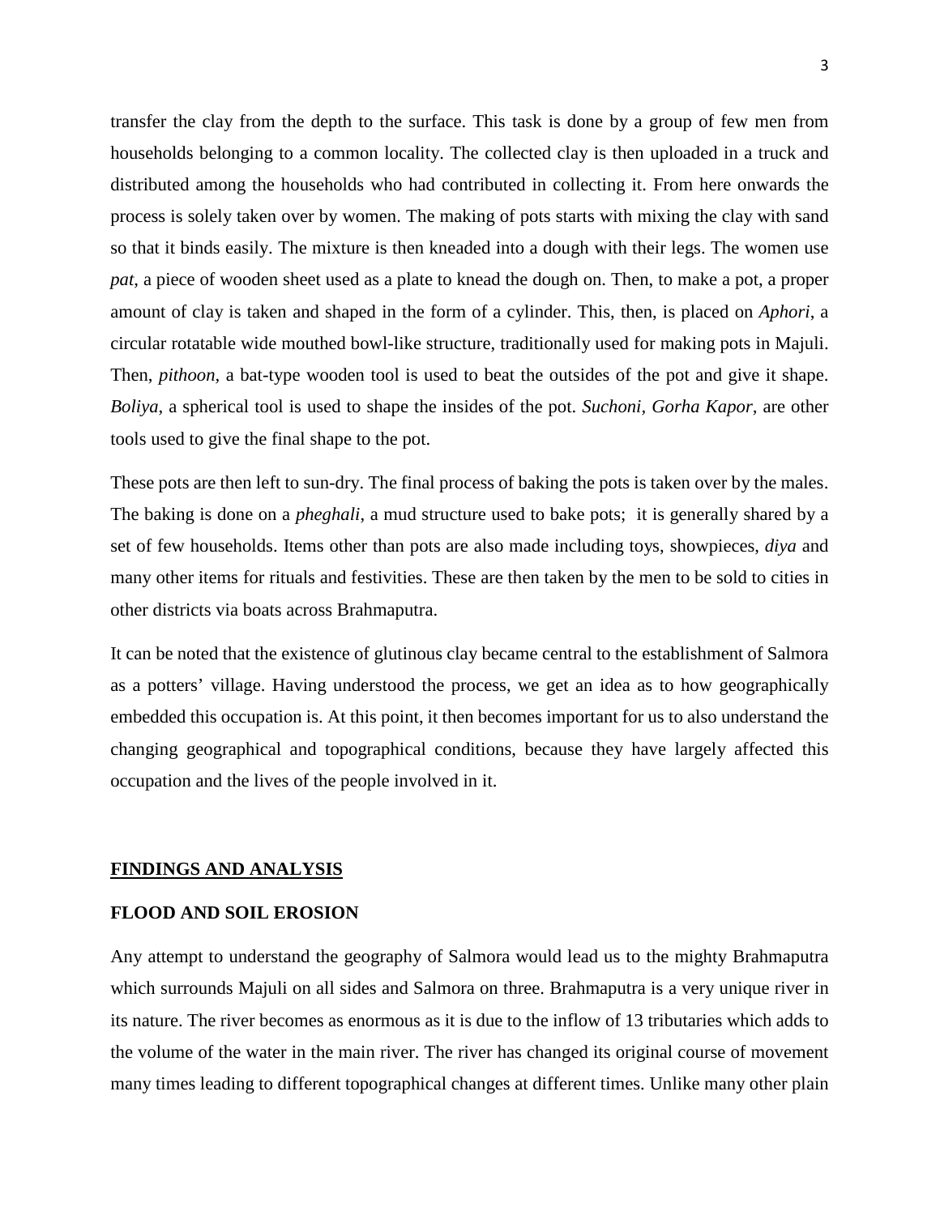transfer the clay from the depth to the surface. This task is done by a group of few men from households belonging to a common locality. The collected clay is then uploaded in a truck and distributed among the households who had contributed in collecting it. From here onwards the process is solely taken over by women. The making of pots starts with mixing the clay with sand so that it binds easily. The mixture is then kneaded into a dough with their legs. The women use *pat*, a piece of wooden sheet used as a plate to knead the dough on. Then, to make a pot, a proper amount of clay is taken and shaped in the form of a cylinder. This, then, is placed on *Aphori*, a circular rotatable wide mouthed bowl-like structure, traditionally used for making pots in Majuli. Then, *pithoon*, a bat-type wooden tool is used to beat the outsides of the pot and give it shape. *Boliya*, a spherical tool is used to shape the insides of the pot. *Suchoni, Gorha Kapor,* are other tools used to give the final shape to the pot.

These pots are then left to sun-dry. The final process of baking the pots is taken over by the males. The baking is done on a *pheghali*, a mud structure used to bake pots; it is generally shared by a set of few households. Items other than pots are also made including toys, showpieces, *diya* and many other items for rituals and festivities. These are then taken by the men to be sold to cities in other districts via boats across Brahmaputra.

It can be noted that the existence of glutinous clay became central to the establishment of Salmora as a potters' village. Having understood the process, we get an idea as to how geographically embedded this occupation is. At this point, it then becomes important for us to also understand the changing geographical and topographical conditions, because they have largely affected this occupation and the lives of the people involved in it.

## FINDINGS AND ANALYSIS

### FLOOD AND SOIL EROSION

Any attempt to understand the geography of Salmora would lead us to the mighty Brahmaputra which surrounds Majuli on all sides and Salmora on three. Brahmaputra is a very unique river in its nature. The river becomes as enormous as it is due to the inflow of 13 tributaries which adds to the volume of the water in the main river. The river has changed its original course of movement many times leading to different topographical changes at different times. Unlike many other plain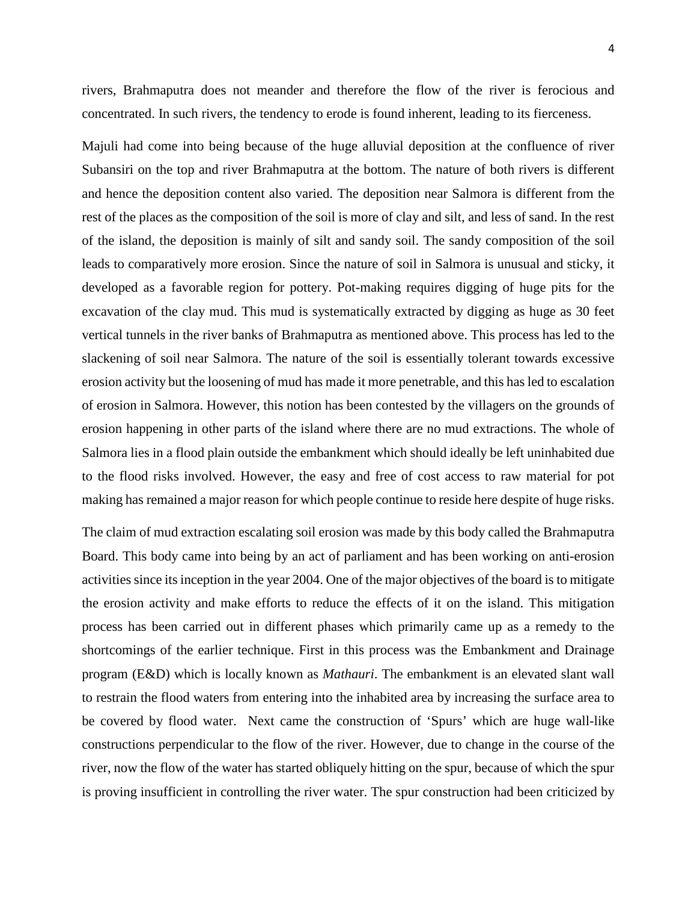rivers, Brahmaputra does not meander and therefore the flow of the river is ferocious and concentrated. In such rivers, the tendency to erode is found inherent, leading to its fierceness.

Majuli had come into being because of the huge alluvial deposition at the confluence of river Subansiri on the top and river Brahmaputra at the bottom. The nature of both rivers is different and hence the deposition content also varied. The deposition near Salmora is different from the rest of the places as the composition of the soil is more of clay and silt, and less of sand. In the rest of the island, the deposition is mainly of silt and sandy soil. The sandy composition of the soil leads to comparatively more erosion. Since the nature of soil in Salmora is unusual and sticky, it developed as a favorable region for pottery. Pot-making requires digging of huge pits for the excavation of the clay mud. This mud is systematically extracted by digging as huge as 30 feet vertical tunnels in the river banks of Brahmaputra as mentioned above. This process has led to the slackening of soil near Salmora. The nature of the soil is essentially tolerant towards excessive erosion activity but the loosening of mud has made it more penetrable, and this has led to escalation of erosion in Salmora. However, this notion has been contested by the villagers on the grounds of erosion happening in other parts of the island where there are no mud extractions. The whole of Salmora lies in a flood plain outside the embankment which should ideally be left uninhabited due to the flood risks involved. However, the easy and free of cost access to raw material for pot making has remained a major reason for which people continue to reside here despite of huge risks.

The claim of mud extraction escalating soil erosion was made by this body called the Brahmaputra Board. This body came into being by an act of parliament and has been working on anti-erosion activities since its inception in the year 2004. One of the major objectives of the board is to mitigate the erosion activity and make efforts to reduce the effects of it on the island. This mitigation process has been carried out in different phases which primarily came up as a remedy to the shortcomings of the earlier technique. First in this process was the Embankment and Drainage program (E&D) which is locally known as *Mathauri*. The embankment is an elevated slant wall to restrain the flood waters from entering into the inhabited area by increasing the surface area to be covered by flood water. Next came the construction of 'Spurs' which are huge wall-like constructions perpendicular to the flow of the river. However, due to change in the course of the river, now the flow of the water has started obliquely hitting on the spur, because of which the spur is proving insufficient in controlling the river water. The spur construction had been criticized by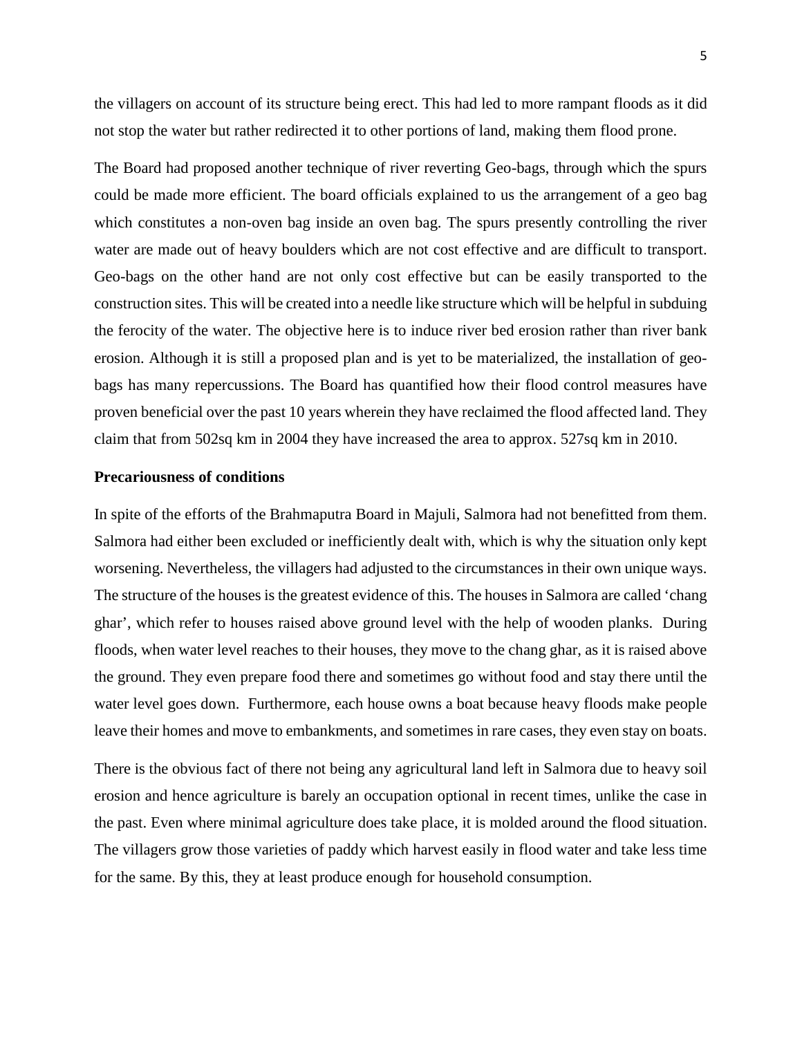the villagers on account of its structure being erect. This had led to more rampant floods as it did not stop the water but rather redirected it to other portions of land, making them flood prone.

The Board had proposed another technique of river reverting Geo-bags, through which the spurs could be made more efficient. The board officials explained to us the arrangement of a geo bag which constitutes a non-oven bag inside an oven bag. The spurs presently controlling the river water are made out of heavy boulders which are not cost effective and are difficult to transport. Geo-bags on the other hand are not only cost effective but can be easily transported to the construction sites. This will be created into a needle like structure which will be helpful in subduing the ferocity of the water. The objective here is to induce river bed erosion rather than river bank erosion. Although it is still a proposed plan and is yet to be materialized, the installation of geo-bags has many repercussions. The Board has quantified how their flood control measures have proven beneficial over the past 10 years wherein they have reclaimed the flood affected land. They claim that from 502sq km in 2004 they have increased the area to approx. 527sq km in 2010.

**Precariousness of conditions**

In spite of the efforts of the Brahmaputra Board in Majuli, Salmora had not benefitted from them. Salmora had either been excluded or inefficiently dealt with, which is why the situation only kept worsening. Nevertheless, the villagers had adjusted to the circumstances in their own unique ways. The structure of the houses is the greatest evidence of this. The houses in Salmora are called 'chang ghar', which refer to houses raised above ground level with the help of wooden planks. During floods, when water level reaches to their houses, they move to the chang ghar, as it is raised above the ground. They even prepare food there and sometimes go without food and stay there until the water level goes down. Furthermore, each house owns a boat because heavy floods make people leave their homes and move to embankments, and sometimes in rare cases, they even stay on boats.

There is the obvious fact of there not being any agricultural land left in Salmora due to heavy soil erosion and hence agriculture is barely an occupation optional in recent times, unlike the case in the past. Even where minimal agriculture does take place, it is molded around the flood situation. The villagers grow those varieties of paddy which harvest easily in flood water and take less time for the same. By this, they at least produce enough for household consumption.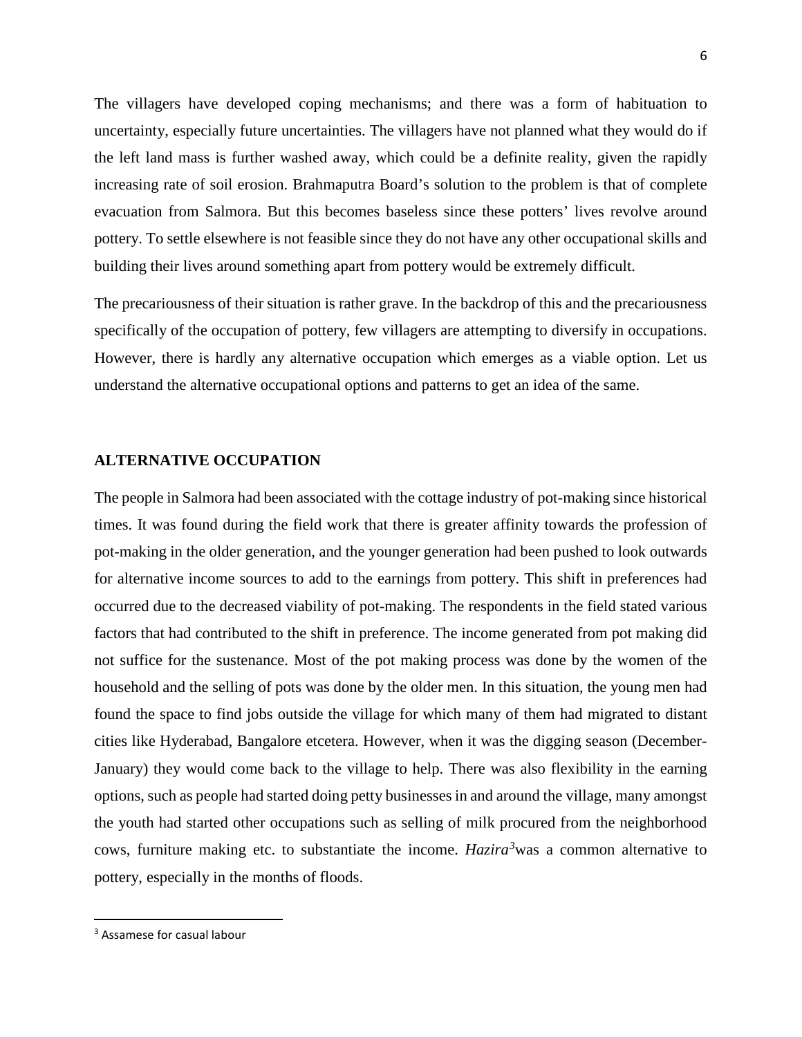The villagers have developed coping mechanisms; and there was a form of habituation to uncertainty, especially future uncertainties. The villagers have not planned what they would do if the left land mass is further washed away, which could be a definite reality, given the rapidly increasing rate of soil erosion. Brahmaputra Board's solution to the problem is that of complete evacuation from Salmora. But this becomes baseless since these potters' lives revolve around pottery. To settle elsewhere is not feasible since they do not have any other occupational skills and building their lives around something apart from pottery would be extremely difficult.

The precariousness of their situation is rather grave. In the backdrop of this and the precariousness specifically of the occupation of pottery, few villagers are attempting to diversify in occupations. However, there is hardly any alternative occupation which emerges as a viable option. Let us understand the alternative occupational options and patterns to get an idea of the same.

## ALTERNATIVE OCCUPATION

The people in Salmora had been associated with the cottage industry of pot-making since historical times. It was found during the field work that there is greater affinity towards the profession of pot-making in the older generation, and the younger generation had been pushed to look outwards for alternative income sources to add to the earnings from pottery. This shift in preferences had occurred due to the decreased viability of pot-making. The respondents in the field stated various factors that had contributed to the shift in preference. The income generated from pot making did not suffice for the sustenance. Most of the pot making process was done by the women of the household and the selling of pots was done by the older men. In this situation, the young men had found the space to find jobs outside the village for which many of them had migrated to distant cities like Hyderabad, Bangalore etcetera. However, when it was the digging season (December-January) they would come back to the village to help. There was also flexibility in the earning options, such as people had started doing petty businesses in and around the village, many amongst the youth had started other occupations such as selling of milk procured from the neighborhood cows, furniture making etc. to substantiate the income. *Hazira*[3]was a common alternative to pottery, especially in the months of floods.

[3] Assamese for casual labour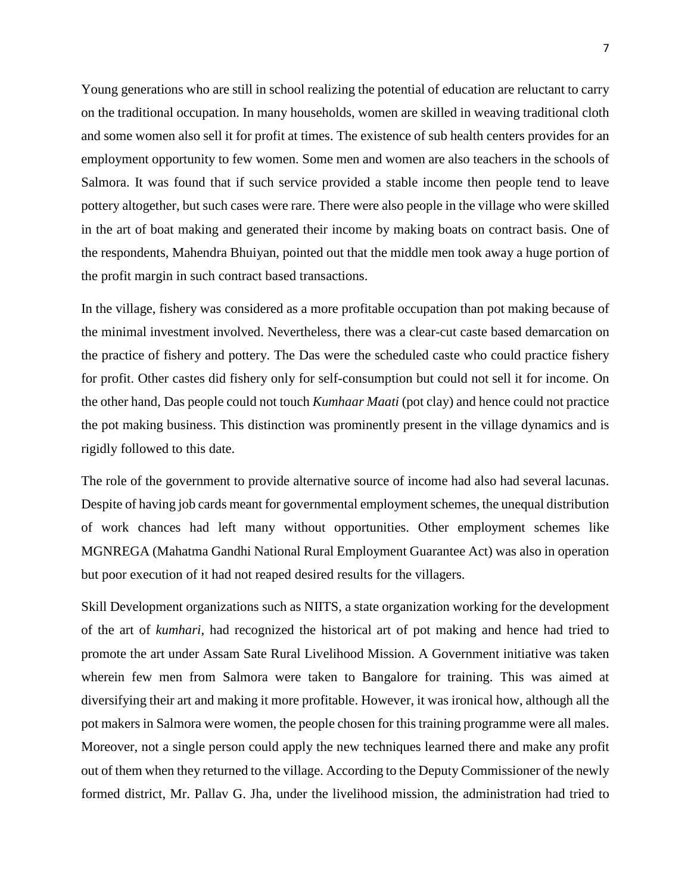Young generations who are still in school realizing the potential of education are reluctant to carry on the traditional occupation. In many households, women are skilled in weaving traditional cloth and some women also sell it for profit at times. The existence of sub health centers provides for an employment opportunity to few women. Some men and women are also teachers in the schools of Salmora. It was found that if such service provided a stable income then people tend to leave pottery altogether, but such cases were rare. There were also people in the village who were skilled in the art of boat making and generated their income by making boats on contract basis. One of the respondents, Mahendra Bhuiyan, pointed out that the middle men took away a huge portion of the profit margin in such contract based transactions.

In the village, fishery was considered as a more profitable occupation than pot making because of the minimal investment involved. Nevertheless, there was a clear-cut caste based demarcation on the practice of fishery and pottery. The Das were the scheduled caste who could practice fishery for profit. Other castes did fishery only for self-consumption but could not sell it for income. On the other hand, Das people could not touch *Kumhaar Maati* (pot clay) and hence could not practice the pot making business. This distinction was prominently present in the village dynamics and is rigidly followed to this date.

The role of the government to provide alternative source of income had also had several lacunas. Despite of having job cards meant for governmental employment schemes, the unequal distribution of work chances had left many without opportunities. Other employment schemes like MGNREGA (Mahatma Gandhi National Rural Employment Guarantee Act) was also in operation but poor execution of it had not reaped desired results for the villagers.

Skill Development organizations such as NIITS, a state organization working for the development of the art of *kumhari*, had recognized the historical art of pot making and hence had tried to promote the art under Assam Sate Rural Livelihood Mission. A Government initiative was taken wherein few men from Salmora were taken to Bangalore for training. This was aimed at diversifying their art and making it more profitable. However, it was ironical how, although all the pot makers in Salmora were women, the people chosen for this training programme were all males. Moreover, not a single person could apply the new techniques learned there and make any profit out of them when they returned to the village. According to the Deputy Commissioner of the newly formed district, Mr. Pallav G. Jha, under the livelihood mission, the administration had tried to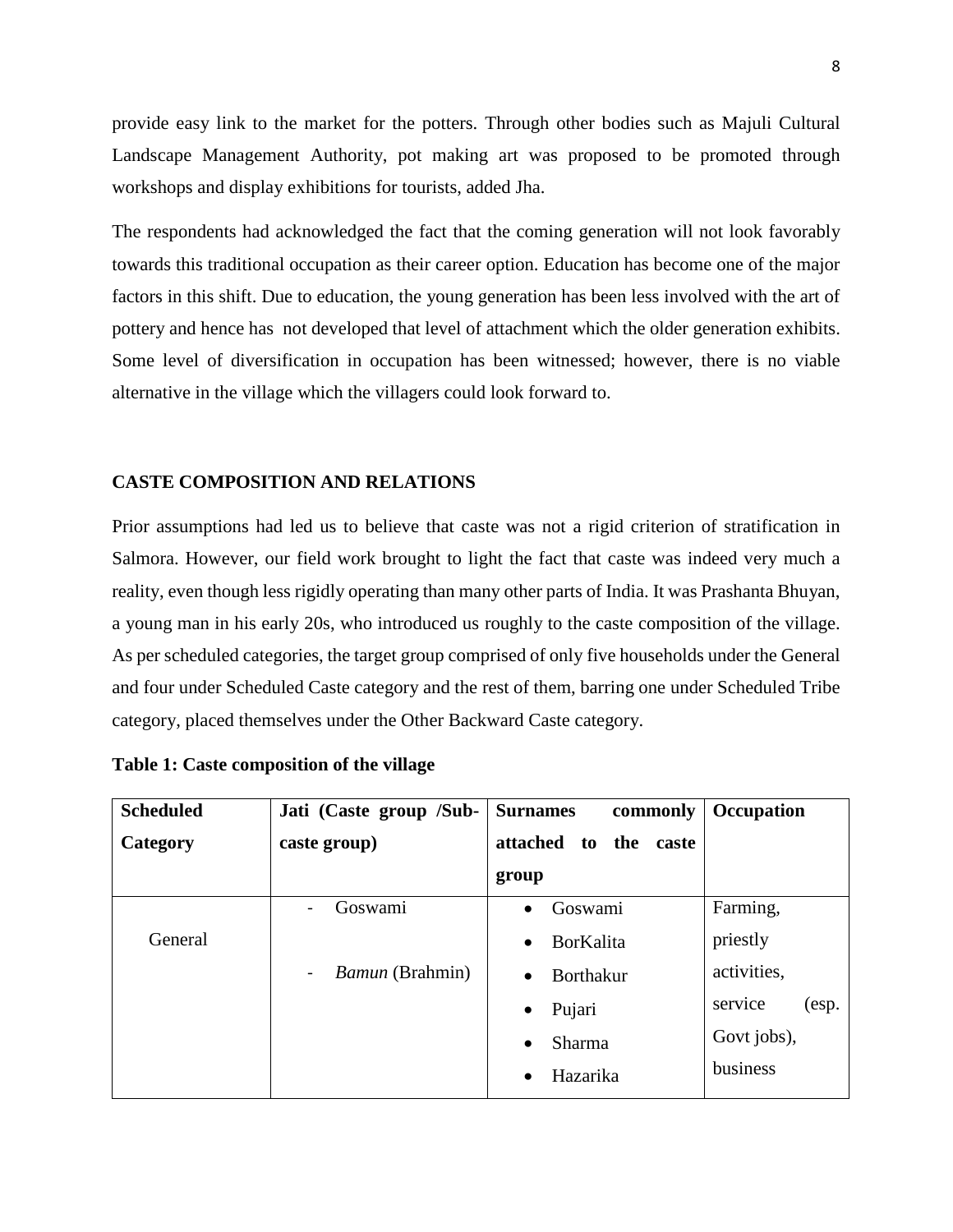provide easy link to the market for the potters. Through other bodies such as Majuli Cultural Landscape Management Authority, pot making art was proposed to be promoted through workshops and display exhibitions for tourists, added Jha.

The respondents had acknowledged the fact that the coming generation will not look favorably towards this traditional occupation as their career option. Education has become one of the major factors in this shift. Due to education, the young generation has been less involved with the art of pottery and hence has not developed that level of attachment which the older generation exhibits. Some level of diversification in occupation has been witnessed; however, there is no viable alternative in the village which the villagers could look forward to.

## CASTE COMPOSITION AND RELATIONS

Prior assumptions had led us to believe that caste was not a rigid criterion of stratification in Salmora. However, our field work brought to light the fact that caste was indeed very much a reality, even though less rigidly operating than many other parts of India. It was Prashanta Bhuyan, a young man in his early 20s, who introduced us roughly to the caste composition of the village. As per scheduled categories, the target group comprised of only five households under the General and four under Scheduled Caste category and the rest of them, barring one under Scheduled Tribe category, placed themselves under the Other Backward Caste category.

**Table 1: Caste composition of the village**

| Scheduled Category | Jati (Caste group /Sub-caste group) | Surnames commonly attached to the caste group | Occupation |
|---|---|---|---|
| General | - Goswami<br>- *Bamun* (Brahmin) | • Goswami<br>• BorKalita<br>• Borthakur<br>• Pujari<br>• Sharma<br>• Hazarika | Farming, priestly activities, service (esp. Govt jobs), business |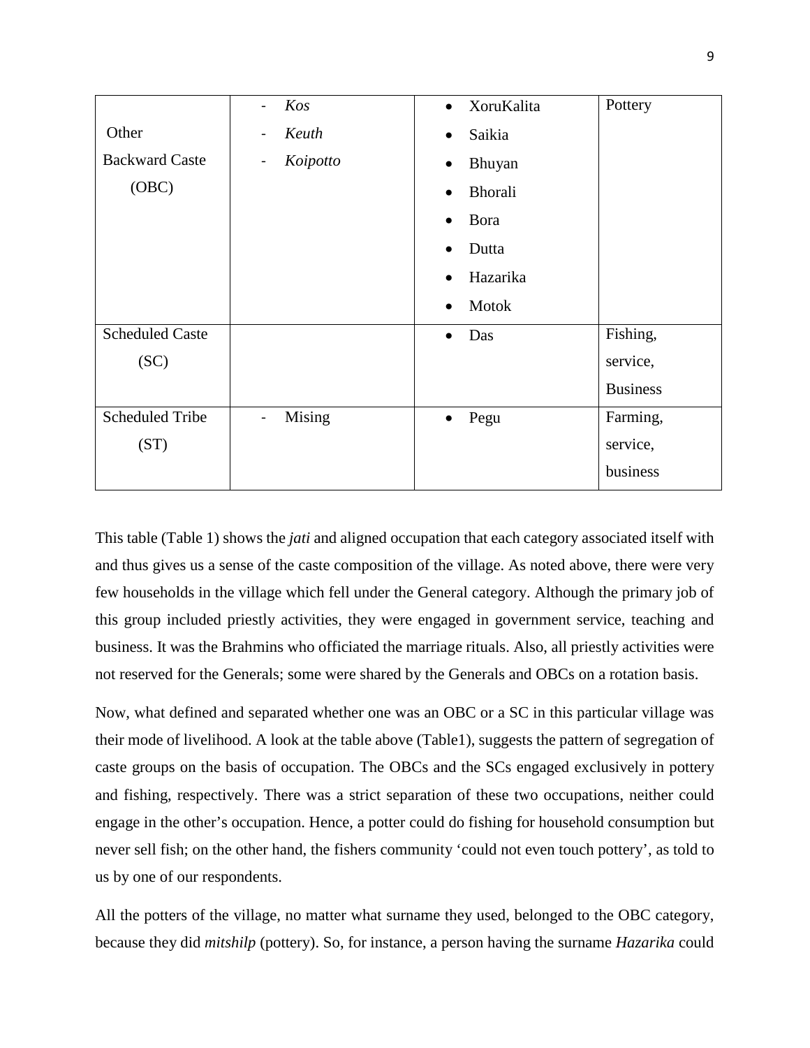| | | | |
|---|---|---|---|
| Other Backward Caste (OBC) | - *Kos*<br>- *Keuth*<br>- *Koipotto* | • XoruKalita<br>• Saikia<br>• Bhuyan<br>• Bhorali<br>• Bora<br>• Dutta<br>• Hazarika<br>• Motok | Pottery |
| Scheduled Caste (SC) | | • Das | Fishing, service, Business |
| Scheduled Tribe (ST) | - Mising | • Pegu | Farming, service, business |

This table (Table 1) shows the *jati* and aligned occupation that each category associated itself with and thus gives us a sense of the caste composition of the village. As noted above, there were very few households in the village which fell under the General category. Although the primary job of this group included priestly activities, they were engaged in government service, teaching and business. It was the Brahmins who officiated the marriage rituals. Also, all priestly activities were not reserved for the Generals; some were shared by the Generals and OBCs on a rotation basis.

Now, what defined and separated whether one was an OBC or a SC in this particular village was their mode of livelihood. A look at the table above (Table1), suggests the pattern of segregation of caste groups on the basis of occupation. The OBCs and the SCs engaged exclusively in pottery and fishing, respectively. There was a strict separation of these two occupations, neither could engage in the other's occupation. Hence, a potter could do fishing for household consumption but never sell fish; on the other hand, the fishers community 'could not even touch pottery', as told to us by one of our respondents.

All the potters of the village, no matter what surname they used, belonged to the OBC category, because they did *mitshilp* (pottery). So, for instance, a person having the surname *Hazarika* could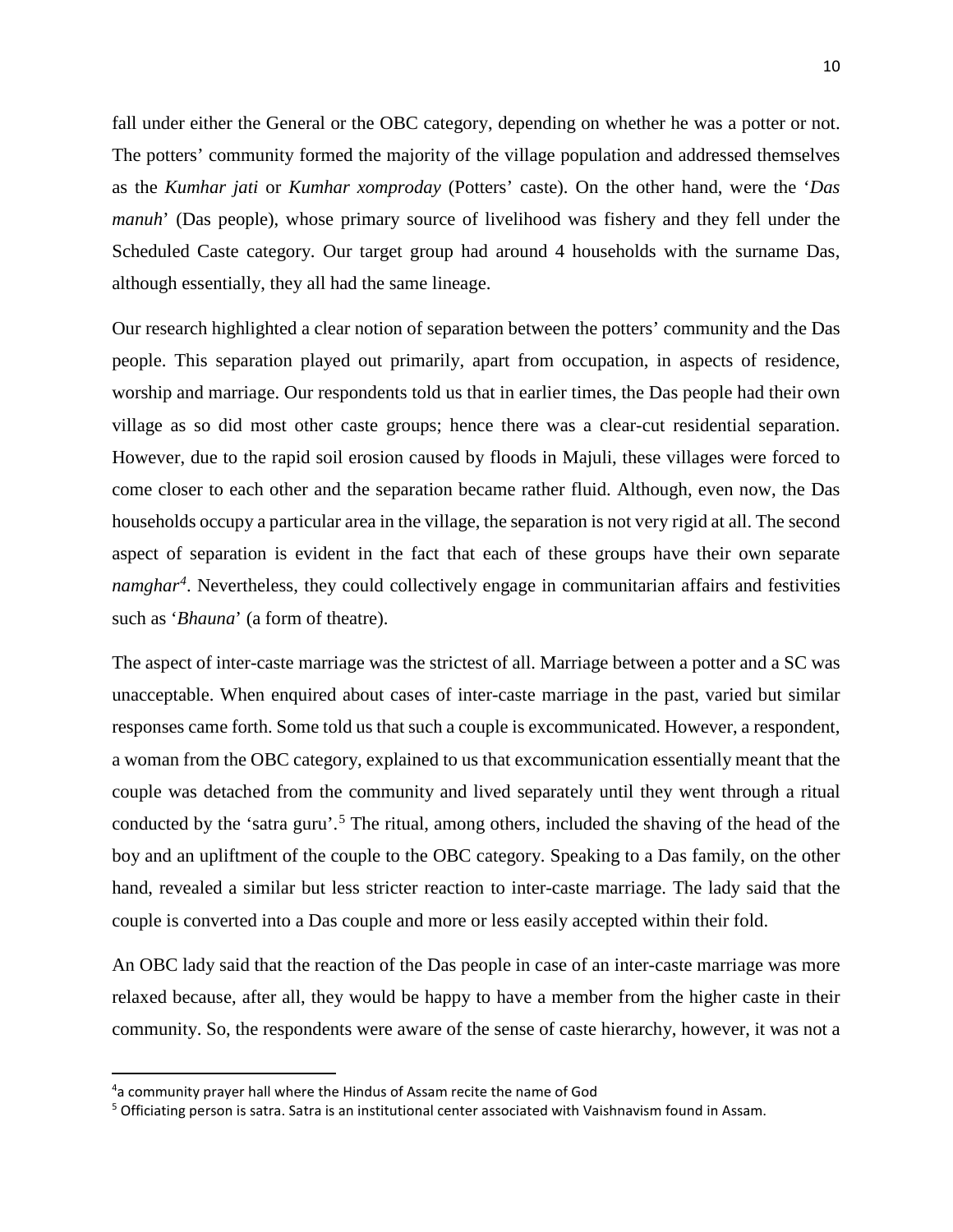fall under either the General or the OBC category, depending on whether he was a potter or not. The potters' community formed the majority of the village population and addressed themselves as the *Kumhar jati* or *Kumhar xomproday* (Potters' caste). On the other hand, were the '*Das manuh*' (Das people), whose primary source of livelihood was fishery and they fell under the Scheduled Caste category. Our target group had around 4 households with the surname Das, although essentially, they all had the same lineage.

Our research highlighted a clear notion of separation between the potters' community and the Das people. This separation played out primarily, apart from occupation, in aspects of residence, worship and marriage. Our respondents told us that in earlier times, the Das people had their own village as so did most other caste groups; hence there was a clear-cut residential separation. However, due to the rapid soil erosion caused by floods in Majuli, these villages were forced to come closer to each other and the separation became rather fluid. Although, even now, the Das households occupy a particular area in the village, the separation is not very rigid at all. The second aspect of separation is evident in the fact that each of these groups have their own separate *namghar*[4]. Nevertheless, they could collectively engage in communitarian affairs and festivities such as '*Bhauna*' (a form of theatre).

The aspect of inter-caste marriage was the strictest of all. Marriage between a potter and a SC was unacceptable. When enquired about cases of inter-caste marriage in the past, varied but similar responses came forth. Some told us that such a couple is excommunicated. However, a respondent, a woman from the OBC category, explained to us that excommunication essentially meant that the couple was detached from the community and lived separately until they went through a ritual conducted by the 'satra guru'.[5] The ritual, among others, included the shaving of the head of the boy and an upliftment of the couple to the OBC category. Speaking to a Das family, on the other hand, revealed a similar but less stricter reaction to inter-caste marriage. The lady said that the couple is converted into a Das couple and more or less easily accepted within their fold.

An OBC lady said that the reaction of the Das people in case of an inter-caste marriage was more relaxed because, after all, they would be happy to have a member from the higher caste in their community. So, the respondents were aware of the sense of caste hierarchy, however, it was not a

---

[4] a community prayer hall where the Hindus of Assam recite the name of God

[5] Officiating person is satra. Satra is an institutional center associated with Vaishnavism found in Assam.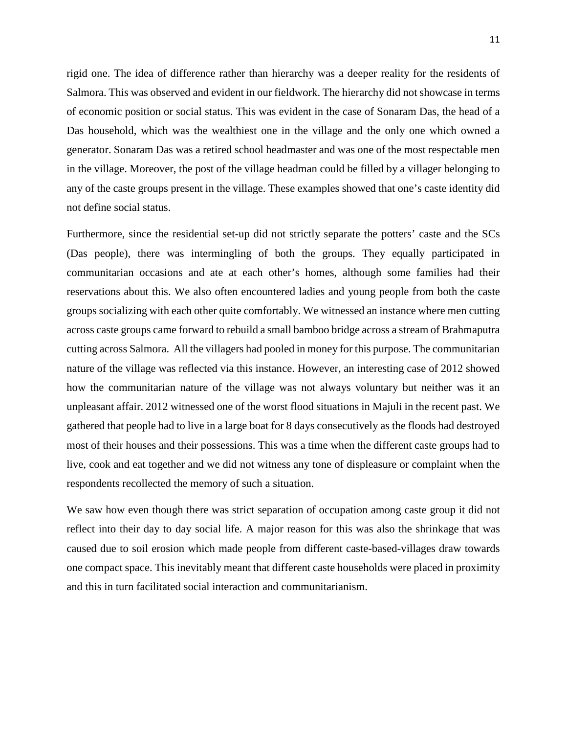rigid one. The idea of difference rather than hierarchy was a deeper reality for the residents of Salmora. This was observed and evident in our fieldwork. The hierarchy did not showcase in terms of economic position or social status. This was evident in the case of Sonaram Das, the head of a Das household, which was the wealthiest one in the village and the only one which owned a generator. Sonaram Das was a retired school headmaster and was one of the most respectable men in the village. Moreover, the post of the village headman could be filled by a villager belonging to any of the caste groups present in the village. These examples showed that one's caste identity did not define social status.

Furthermore, since the residential set-up did not strictly separate the potters' caste and the SCs (Das people), there was intermingling of both the groups. They equally participated in communitarian occasions and ate at each other's homes, although some families had their reservations about this. We also often encountered ladies and young people from both the caste groups socializing with each other quite comfortably. We witnessed an instance where men cutting across caste groups came forward to rebuild a small bamboo bridge across a stream of Brahmaputra cutting across Salmora. All the villagers had pooled in money for this purpose. The communitarian nature of the village was reflected via this instance. However, an interesting case of 2012 showed how the communitarian nature of the village was not always voluntary but neither was it an unpleasant affair. 2012 witnessed one of the worst flood situations in Majuli in the recent past. We gathered that people had to live in a large boat for 8 days consecutively as the floods had destroyed most of their houses and their possessions. This was a time when the different caste groups had to live, cook and eat together and we did not witness any tone of displeasure or complaint when the respondents recollected the memory of such a situation.

We saw how even though there was strict separation of occupation among caste group it did not reflect into their day to day social life. A major reason for this was also the shrinkage that was caused due to soil erosion which made people from different caste-based-villages draw towards one compact space. This inevitably meant that different caste households were placed in proximity and this in turn facilitated social interaction and communitarianism.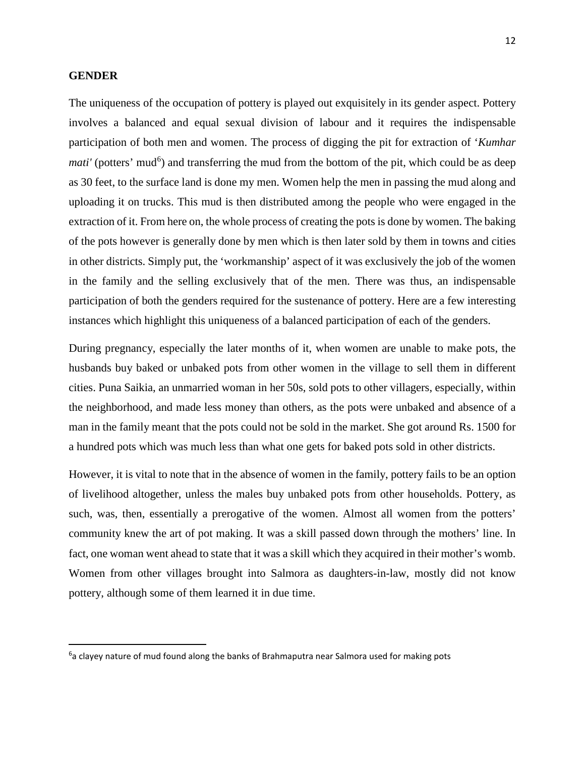## GENDER

The uniqueness of the occupation of pottery is played out exquisitely in its gender aspect. Pottery involves a balanced and equal sexual division of labour and it requires the indispensable participation of both men and women. The process of digging the pit for extraction of '*Kumhar mati'* (potters' mud[6]) and transferring the mud from the bottom of the pit, which could be as deep as 30 feet, to the surface land is done my men. Women help the men in passing the mud along and uploading it on trucks. This mud is then distributed among the people who were engaged in the extraction of it. From here on, the whole process of creating the pots is done by women. The baking of the pots however is generally done by men which is then later sold by them in towns and cities in other districts. Simply put, the 'workmanship' aspect of it was exclusively the job of the women in the family and the selling exclusively that of the men. There was thus, an indispensable participation of both the genders required for the sustenance of pottery. Here are a few interesting instances which highlight this uniqueness of a balanced participation of each of the genders.

During pregnancy, especially the later months of it, when women are unable to make pots, the husbands buy baked or unbaked pots from other women in the village to sell them in different cities. Puna Saikia, an unmarried woman in her 50s, sold pots to other villagers, especially, within the neighborhood, and made less money than others, as the pots were unbaked and absence of a man in the family meant that the pots could not be sold in the market. She got around Rs. 1500 for a hundred pots which was much less than what one gets for baked pots sold in other districts.

However, it is vital to note that in the absence of women in the family, pottery fails to be an option of livelihood altogether, unless the males buy unbaked pots from other households. Pottery, as such, was, then, essentially a prerogative of the women. Almost all women from the potters' community knew the art of pot making. It was a skill passed down through the mothers' line. In fact, one woman went ahead to state that it was a skill which they acquired in their mother's womb. Women from other villages brought into Salmora as daughters-in-law, mostly did not know pottery, although some of them learned it in due time.

[6] a clayey nature of mud found along the banks of Brahmaputra near Salmora used for making pots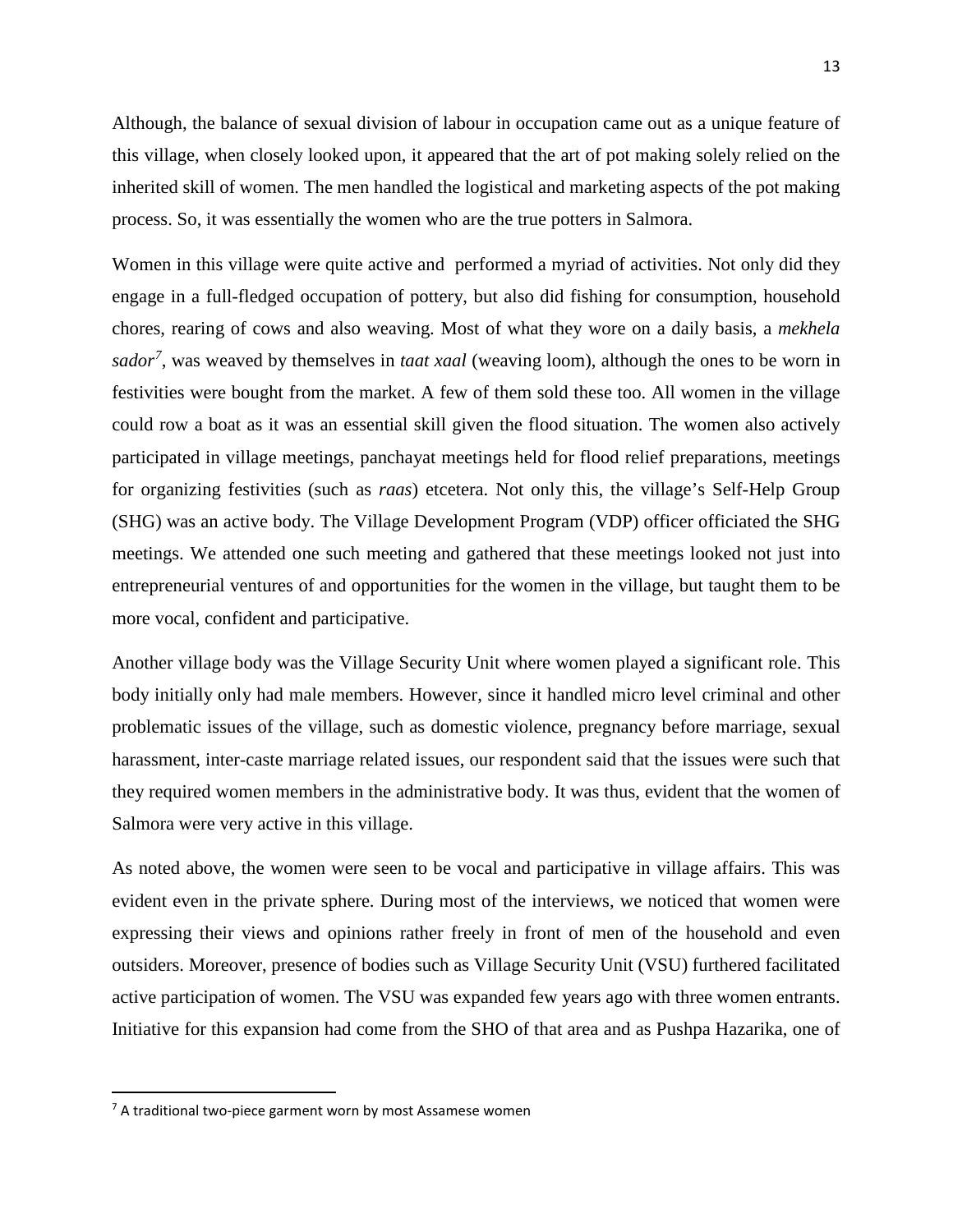Although, the balance of sexual division of labour in occupation came out as a unique feature of this village, when closely looked upon, it appeared that the art of pot making solely relied on the inherited skill of women. The men handled the logistical and marketing aspects of the pot making process. So, it was essentially the women who are the true potters in Salmora.

Women in this village were quite active and performed a myriad of activities. Not only did they engage in a full-fledged occupation of pottery, but also did fishing for consumption, household chores, rearing of cows and also weaving. Most of what they wore on a daily basis, a *mekhela sador*[7], was weaved by themselves in *taat xaal* (weaving loom), although the ones to be worn in festivities were bought from the market. A few of them sold these too. All women in the village could row a boat as it was an essential skill given the flood situation. The women also actively participated in village meetings, panchayat meetings held for flood relief preparations, meetings for organizing festivities (such as *raas*) etcetera. Not only this, the village's Self-Help Group (SHG) was an active body. The Village Development Program (VDP) officer officiated the SHG meetings. We attended one such meeting and gathered that these meetings looked not just into entrepreneurial ventures of and opportunities for the women in the village, but taught them to be more vocal, confident and participative.

Another village body was the Village Security Unit where women played a significant role. This body initially only had male members. However, since it handled micro level criminal and other problematic issues of the village, such as domestic violence, pregnancy before marriage, sexual harassment, inter-caste marriage related issues, our respondent said that the issues were such that they required women members in the administrative body. It was thus, evident that the women of Salmora were very active in this village.

As noted above, the women were seen to be vocal and participative in village affairs. This was evident even in the private sphere. During most of the interviews, we noticed that women were expressing their views and opinions rather freely in front of men of the household and even outsiders. Moreover, presence of bodies such as Village Security Unit (VSU) furthered facilitated active participation of women. The VSU was expanded few years ago with three women entrants. Initiative for this expansion had come from the SHO of that area and as Pushpa Hazarika, one of

[7] A traditional two-piece garment worn by most Assamese women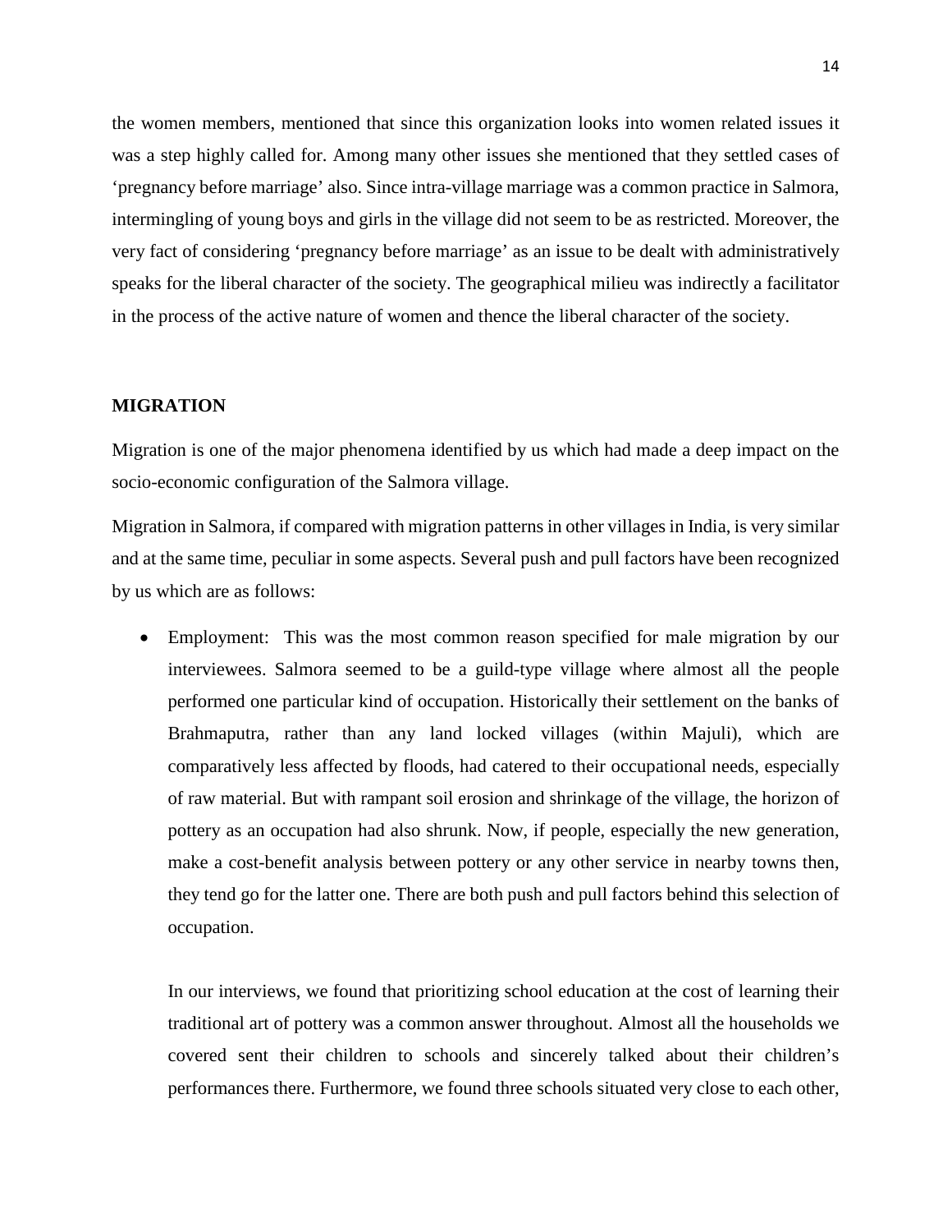the women members, mentioned that since this organization looks into women related issues it was a step highly called for. Among many other issues she mentioned that they settled cases of 'pregnancy before marriage' also. Since intra-village marriage was a common practice in Salmora, intermingling of young boys and girls in the village did not seem to be as restricted. Moreover, the very fact of considering 'pregnancy before marriage' as an issue to be dealt with administratively speaks for the liberal character of the society. The geographical milieu was indirectly a facilitator in the process of the active nature of women and thence the liberal character of the society.

## MIGRATION

Migration is one of the major phenomena identified by us which had made a deep impact on the socio-economic configuration of the Salmora village.

Migration in Salmora, if compared with migration patterns in other villages in India, is very similar and at the same time, peculiar in some aspects. Several push and pull factors have been recognized by us which are as follows:

- Employment: This was the most common reason specified for male migration by our interviewees. Salmora seemed to be a guild-type village where almost all the people performed one particular kind of occupation. Historically their settlement on the banks of Brahmaputra, rather than any land locked villages (within Majuli), which are comparatively less affected by floods, had catered to their occupational needs, especially of raw material. But with rampant soil erosion and shrinkage of the village, the horizon of pottery as an occupation had also shrunk. Now, if people, especially the new generation, make a cost-benefit analysis between pottery or any other service in nearby towns then, they tend go for the latter one. There are both push and pull factors behind this selection of occupation.

  In our interviews, we found that prioritizing school education at the cost of learning their traditional art of pottery was a common answer throughout. Almost all the households we covered sent their children to schools and sincerely talked about their children's performances there. Furthermore, we found three schools situated very close to each other,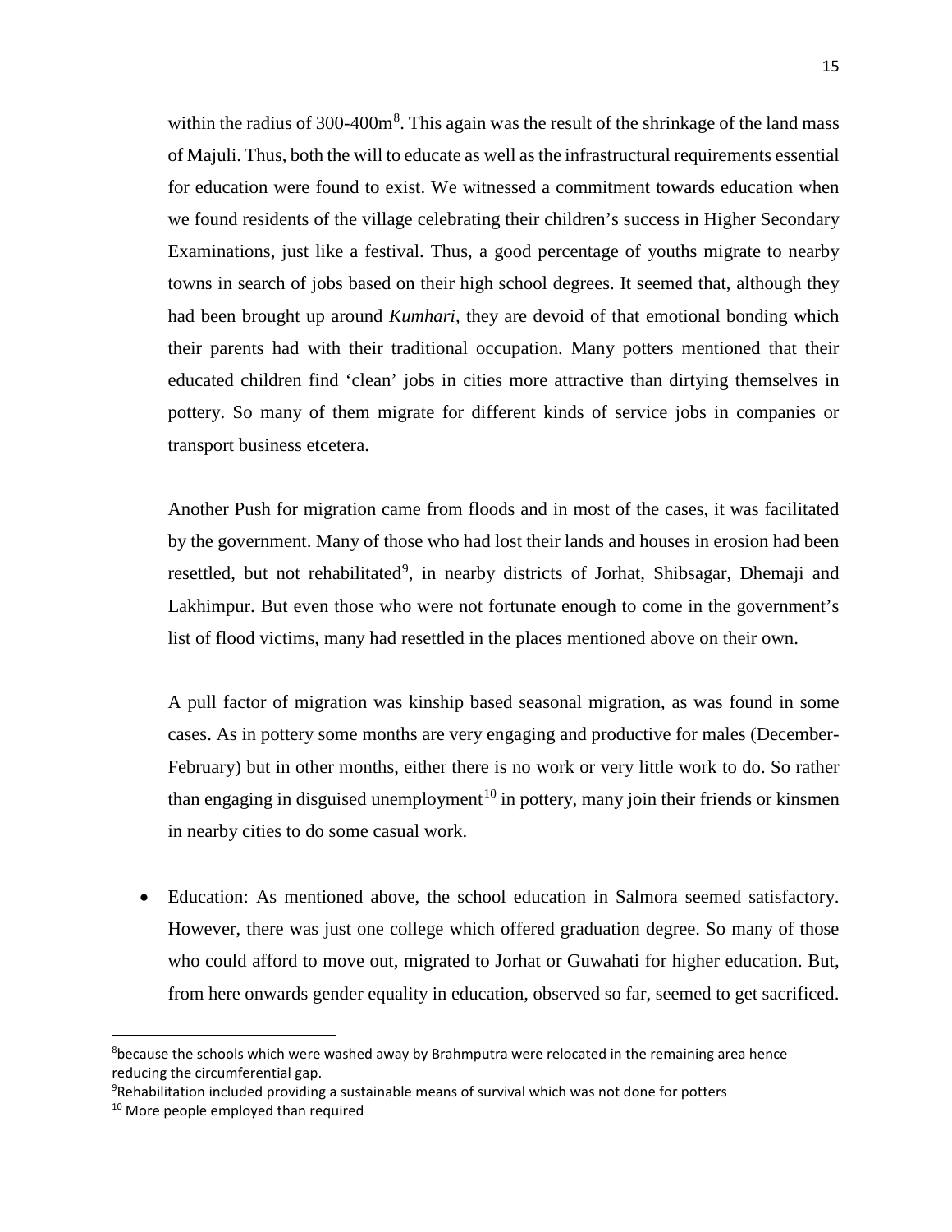within the radius of 300-400m[8]. This again was the result of the shrinkage of the land mass of Majuli. Thus, both the will to educate as well as the infrastructural requirements essential for education were found to exist. We witnessed a commitment towards education when we found residents of the village celebrating their children's success in Higher Secondary Examinations, just like a festival. Thus, a good percentage of youths migrate to nearby towns in search of jobs based on their high school degrees. It seemed that, although they had been brought up around *Kumhari,* they are devoid of that emotional bonding which their parents had with their traditional occupation. Many potters mentioned that their educated children find 'clean' jobs in cities more attractive than dirtying themselves in pottery. So many of them migrate for different kinds of service jobs in companies or transport business etcetera.

Another Push for migration came from floods and in most of the cases, it was facilitated by the government. Many of those who had lost their lands and houses in erosion had been resettled, but not rehabilitated[9], in nearby districts of Jorhat, Shibsagar, Dhemaji and Lakhimpur. But even those who were not fortunate enough to come in the government's list of flood victims, many had resettled in the places mentioned above on their own.

A pull factor of migration was kinship based seasonal migration, as was found in some cases. As in pottery some months are very engaging and productive for males (December-February) but in other months, either there is no work or very little work to do. So rather than engaging in disguised unemployment[10] in pottery, many join their friends or kinsmen in nearby cities to do some casual work.

- Education: As mentioned above, the school education in Salmora seemed satisfactory. However, there was just one college which offered graduation degree. So many of those who could afford to move out, migrated to Jorhat or Guwahati for higher education. But, from here onwards gender equality in education, observed so far, seemed to get sacrificed.

---

[8]because the schools which were washed away by Brahmputra were relocated in the remaining area hence reducing the circumferential gap.

[9]Rehabilitation included providing a sustainable means of survival which was not done for potters

[10] More people employed than required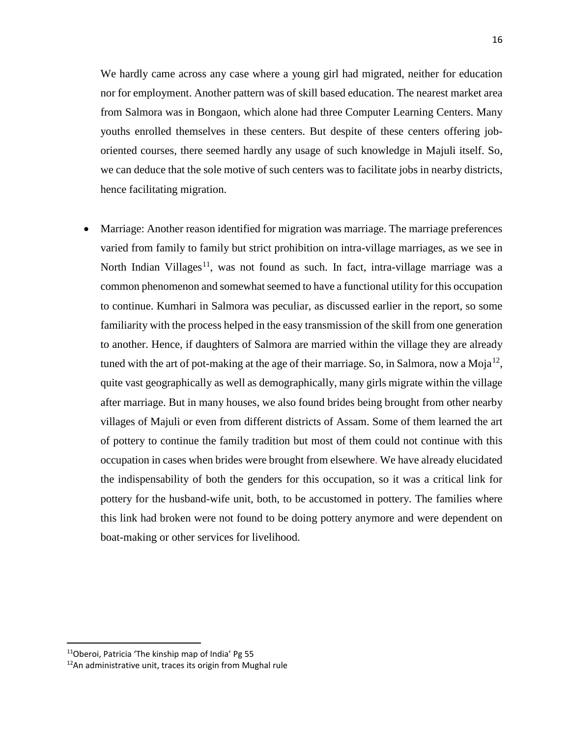We hardly came across any case where a young girl had migrated, neither for education nor for employment. Another pattern was of skill based education. The nearest market area from Salmora was in Bongaon, which alone had three Computer Learning Centers. Many youths enrolled themselves in these centers. But despite of these centers offering job-oriented courses, there seemed hardly any usage of such knowledge in Majuli itself. So, we can deduce that the sole motive of such centers was to facilitate jobs in nearby districts, hence facilitating migration.

- Marriage: Another reason identified for migration was marriage. The marriage preferences varied from family to family but strict prohibition on intra-village marriages, as we see in North Indian Villages[11], was not found as such. In fact, intra-village marriage was a common phenomenon and somewhat seemed to have a functional utility for this occupation to continue. Kumhari in Salmora was peculiar, as discussed earlier in the report, so some familiarity with the process helped in the easy transmission of the skill from one generation to another. Hence, if daughters of Salmora are married within the village they are already tuned with the art of pot-making at the age of their marriage. So, in Salmora, now a Moja[12], quite vast geographically as well as demographically, many girls migrate within the village after marriage. But in many houses, we also found brides being brought from other nearby villages of Majuli or even from different districts of Assam. Some of them learned the art of pottery to continue the family tradition but most of them could not continue with this occupation in cases when brides were brought from elsewhere. We have already elucidated the indispensability of both the genders for this occupation, so it was a critical link for pottery for the husband-wife unit, both, to be accustomed in pottery. The families where this link had broken were not found to be doing pottery anymore and were dependent on boat-making or other services for livelihood.

[11] Oberoi, Patricia 'The kinship map of India' Pg 55

[12] An administrative unit, traces its origin from Mughal rule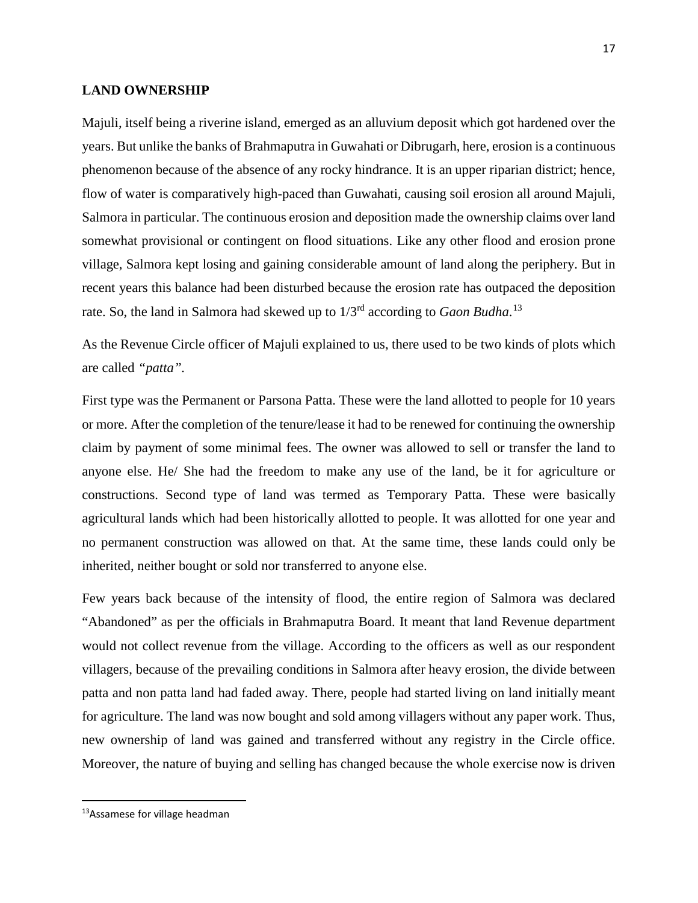## LAND OWNERSHIP

Majuli, itself being a riverine island, emerged as an alluvium deposit which got hardened over the years. But unlike the banks of Brahmaputra in Guwahati or Dibrugarh, here, erosion is a continuous phenomenon because of the absence of any rocky hindrance. It is an upper riparian district; hence, flow of water is comparatively high-paced than Guwahati, causing soil erosion all around Majuli, Salmora in particular. The continuous erosion and deposition made the ownership claims over land somewhat provisional or contingent on flood situations. Like any other flood and erosion prone village, Salmora kept losing and gaining considerable amount of land along the periphery. But in recent years this balance had been disturbed because the erosion rate has outpaced the deposition rate. So, the land in Salmora had skewed up to 1/3rd according to *Gaon Budha*.[13]

As the Revenue Circle officer of Majuli explained to us, there used to be two kinds of plots which are called *"patta"*.

First type was the Permanent or Parsona Patta. These were the land allotted to people for 10 years or more. After the completion of the tenure/lease it had to be renewed for continuing the ownership claim by payment of some minimal fees. The owner was allowed to sell or transfer the land to anyone else. He/ She had the freedom to make any use of the land, be it for agriculture or constructions. Second type of land was termed as Temporary Patta. These were basically agricultural lands which had been historically allotted to people. It was allotted for one year and no permanent construction was allowed on that. At the same time, these lands could only be inherited, neither bought or sold nor transferred to anyone else.

Few years back because of the intensity of flood, the entire region of Salmora was declared "Abandoned" as per the officials in Brahmaputra Board. It meant that land Revenue department would not collect revenue from the village. According to the officers as well as our respondent villagers, because of the prevailing conditions in Salmora after heavy erosion, the divide between patta and non patta land had faded away. There, people had started living on land initially meant for agriculture. The land was now bought and sold among villagers without any paper work. Thus, new ownership of land was gained and transferred without any registry in the Circle office. Moreover, the nature of buying and selling has changed because the whole exercise now is driven

[13] Assamese for village headman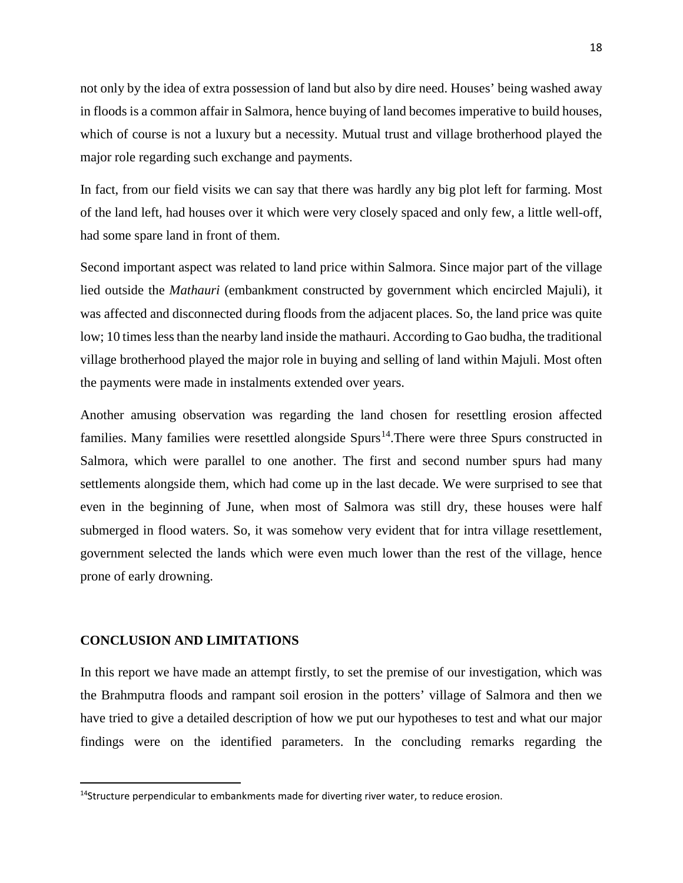not only by the idea of extra possession of land but also by dire need. Houses' being washed away in floods is a common affair in Salmora, hence buying of land becomes imperative to build houses, which of course is not a luxury but a necessity. Mutual trust and village brotherhood played the major role regarding such exchange and payments.

In fact, from our field visits we can say that there was hardly any big plot left for farming. Most of the land left, had houses over it which were very closely spaced and only few, a little well-off, had some spare land in front of them.

Second important aspect was related to land price within Salmora. Since major part of the village lied outside the *Mathauri* (embankment constructed by government which encircled Majuli), it was affected and disconnected during floods from the adjacent places. So, the land price was quite low; 10 times less than the nearby land inside the mathauri. According to Gao budha, the traditional village brotherhood played the major role in buying and selling of land within Majuli. Most often the payments were made in instalments extended over years.

Another amusing observation was regarding the land chosen for resettling erosion affected families. Many families were resettled alongside Spurs[14].There were three Spurs constructed in Salmora, which were parallel to one another. The first and second number spurs had many settlements alongside them, which had come up in the last decade. We were surprised to see that even in the beginning of June, when most of Salmora was still dry, these houses were half submerged in flood waters. So, it was somehow very evident that for intra village resettlement, government selected the lands which were even much lower than the rest of the village, hence prone of early drowning.

## CONCLUSION AND LIMITATIONS

In this report we have made an attempt firstly, to set the premise of our investigation, which was the Brahmputra floods and rampant soil erosion in the potters' village of Salmora and then we have tried to give a detailed description of how we put our hypotheses to test and what our major findings were on the identified parameters. In the concluding remarks regarding the

[14]Structure perpendicular to embankments made for diverting river water, to reduce erosion.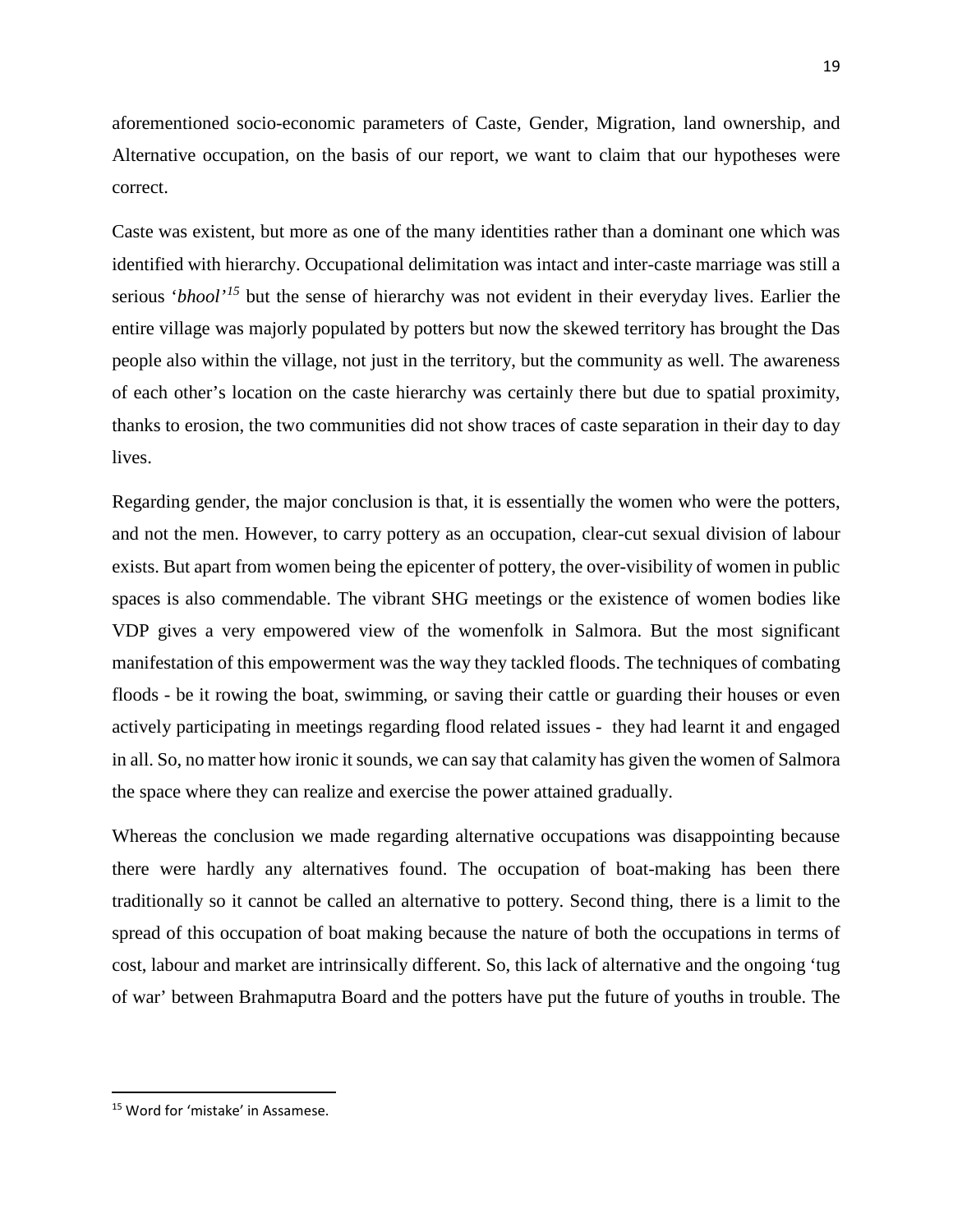aforementioned socio-economic parameters of Caste, Gender, Migration, land ownership, and Alternative occupation, on the basis of our report, we want to claim that our hypotheses were correct.

Caste was existent, but more as one of the many identities rather than a dominant one which was identified with hierarchy. Occupational delimitation was intact and inter-caste marriage was still a serious '*bhool*'[15] but the sense of hierarchy was not evident in their everyday lives. Earlier the entire village was majorly populated by potters but now the skewed territory has brought the Das people also within the village, not just in the territory, but the community as well. The awareness of each other's location on the caste hierarchy was certainly there but due to spatial proximity, thanks to erosion, the two communities did not show traces of caste separation in their day to day lives.

Regarding gender, the major conclusion is that, it is essentially the women who were the potters, and not the men. However, to carry pottery as an occupation, clear-cut sexual division of labour exists. But apart from women being the epicenter of pottery, the over-visibility of women in public spaces is also commendable. The vibrant SHG meetings or the existence of women bodies like VDP gives a very empowered view of the womenfolk in Salmora. But the most significant manifestation of this empowerment was the way they tackled floods. The techniques of combating floods - be it rowing the boat, swimming, or saving their cattle or guarding their houses or even actively participating in meetings regarding flood related issues - they had learnt it and engaged in all. So, no matter how ironic it sounds, we can say that calamity has given the women of Salmora the space where they can realize and exercise the power attained gradually.

Whereas the conclusion we made regarding alternative occupations was disappointing because there were hardly any alternatives found. The occupation of boat-making has been there traditionally so it cannot be called an alternative to pottery. Second thing, there is a limit to the spread of this occupation of boat making because the nature of both the occupations in terms of cost, labour and market are intrinsically different. So, this lack of alternative and the ongoing 'tug of war' between Brahmaputra Board and the potters have put the future of youths in trouble. The

[15] Word for 'mistake' in Assamese.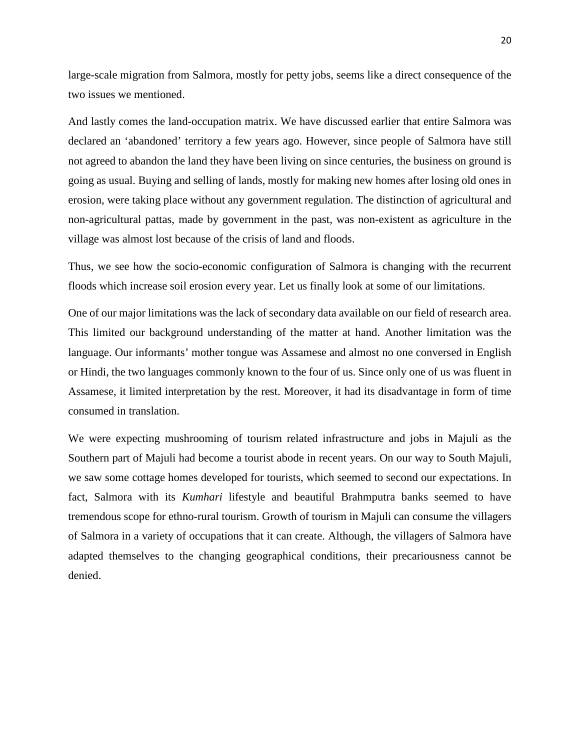large-scale migration from Salmora, mostly for petty jobs, seems like a direct consequence of the two issues we mentioned.

And lastly comes the land-occupation matrix. We have discussed earlier that entire Salmora was declared an 'abandoned' territory a few years ago. However, since people of Salmora have still not agreed to abandon the land they have been living on since centuries, the business on ground is going as usual. Buying and selling of lands, mostly for making new homes after losing old ones in erosion, were taking place without any government regulation. The distinction of agricultural and non-agricultural pattas, made by government in the past, was non-existent as agriculture in the village was almost lost because of the crisis of land and floods.

Thus, we see how the socio-economic configuration of Salmora is changing with the recurrent floods which increase soil erosion every year. Let us finally look at some of our limitations.

One of our major limitations was the lack of secondary data available on our field of research area. This limited our background understanding of the matter at hand. Another limitation was the language. Our informants' mother tongue was Assamese and almost no one conversed in English or Hindi, the two languages commonly known to the four of us. Since only one of us was fluent in Assamese, it limited interpretation by the rest. Moreover, it had its disadvantage in form of time consumed in translation.

We were expecting mushrooming of tourism related infrastructure and jobs in Majuli as the Southern part of Majuli had become a tourist abode in recent years. On our way to South Majuli, we saw some cottage homes developed for tourists, which seemed to second our expectations. In fact, Salmora with its *Kumhari* lifestyle and beautiful Brahmputra banks seemed to have tremendous scope for ethno-rural tourism. Growth of tourism in Majuli can consume the villagers of Salmora in a variety of occupations that it can create. Although, the villagers of Salmora have adapted themselves to the changing geographical conditions, their precariousness cannot be denied.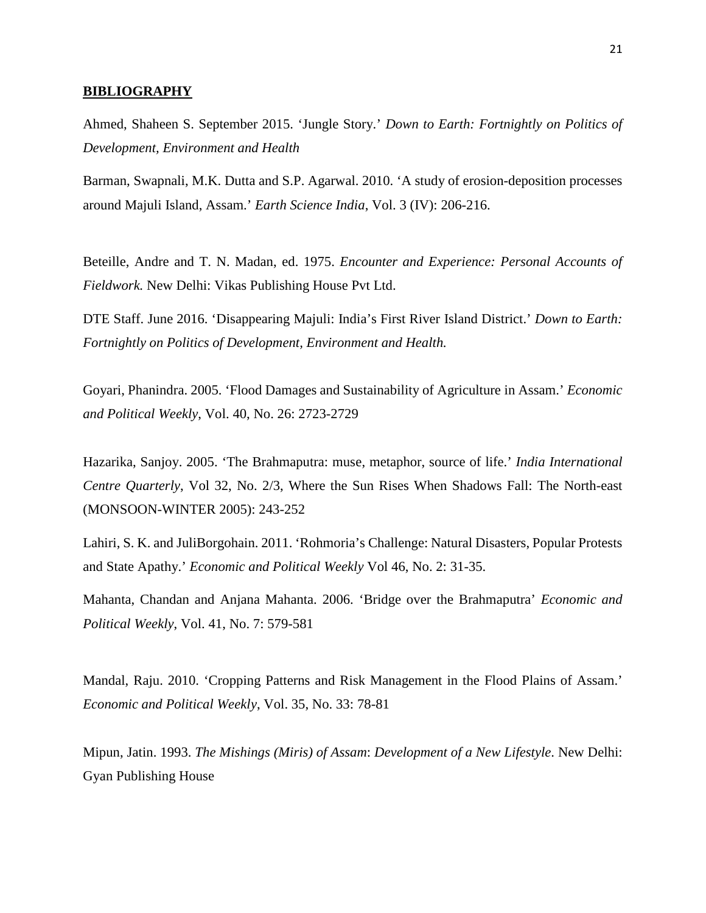## BIBLIOGRAPHY

Ahmed, Shaheen S. September 2015. 'Jungle Story.' *Down to Earth: Fortnightly on Politics of Development, Environment and Health*

Barman, Swapnali, M.K. Dutta and S.P. Agarwal. 2010. 'A study of erosion-deposition processes around Majuli Island, Assam.' *Earth Science India*, Vol. 3 (IV): 206-216.

Beteille, Andre and T. N. Madan, ed. 1975. *Encounter and Experience: Personal Accounts of Fieldwork.* New Delhi: Vikas Publishing House Pvt Ltd.

DTE Staff. June 2016. 'Disappearing Majuli: India's First River Island District.' *Down to Earth: Fortnightly on Politics of Development, Environment and Health.*

Goyari, Phanindra. 2005. 'Flood Damages and Sustainability of Agriculture in Assam.' *Economic and Political Weekly*, Vol. 40, No. 26: 2723-2729

Hazarika, Sanjoy. 2005. 'The Brahmaputra: muse, metaphor, source of life.' *India International Centre Quarterly*, Vol 32, No. 2/3, Where the Sun Rises When Shadows Fall: The North-east (MONSOON-WINTER 2005): 243-252

Lahiri, S. K. and JuliBorgohain. 2011. 'Rohmoria's Challenge: Natural Disasters, Popular Protests and State Apathy.' *Economic and Political Weekly* Vol 46, No. 2: 31-35.

Mahanta, Chandan and Anjana Mahanta. 2006. 'Bridge over the Brahmaputra' *Economic and Political Weekly*, Vol. 41, No. 7: 579-581

Mandal, Raju. 2010. 'Cropping Patterns and Risk Management in the Flood Plains of Assam.' *Economic and Political Weekly*, Vol. 35, No. 33: 78-81

Mipun, Jatin. 1993. *The Mishings (Miris) of Assam*: *Development of a New Lifestyle*. New Delhi: Gyan Publishing House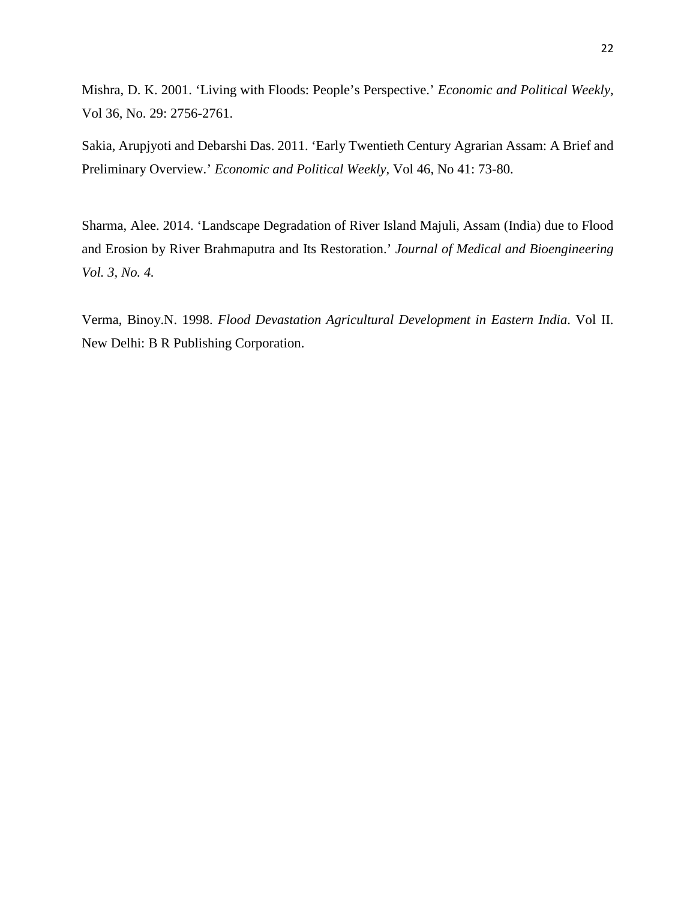Mishra, D. K. 2001. 'Living with Floods: People's Perspective.' *Economic and Political Weekly*, Vol 36, No. 29: 2756-2761.

Sakia, Arupjyoti and Debarshi Das. 2011. 'Early Twentieth Century Agrarian Assam: A Brief and Preliminary Overview.' *Economic and Political Weekly*, Vol 46, No 41: 73-80.

Sharma, Alee. 2014. 'Landscape Degradation of River Island Majuli, Assam (India) due to Flood and Erosion by River Brahmaputra and Its Restoration.' *Journal of Medical and Bioengineering Vol. 3, No. 4.*

Verma, Binoy.N. 1998. *Flood Devastation Agricultural Development in Eastern India*. Vol II. New Delhi: B R Publishing Corporation.